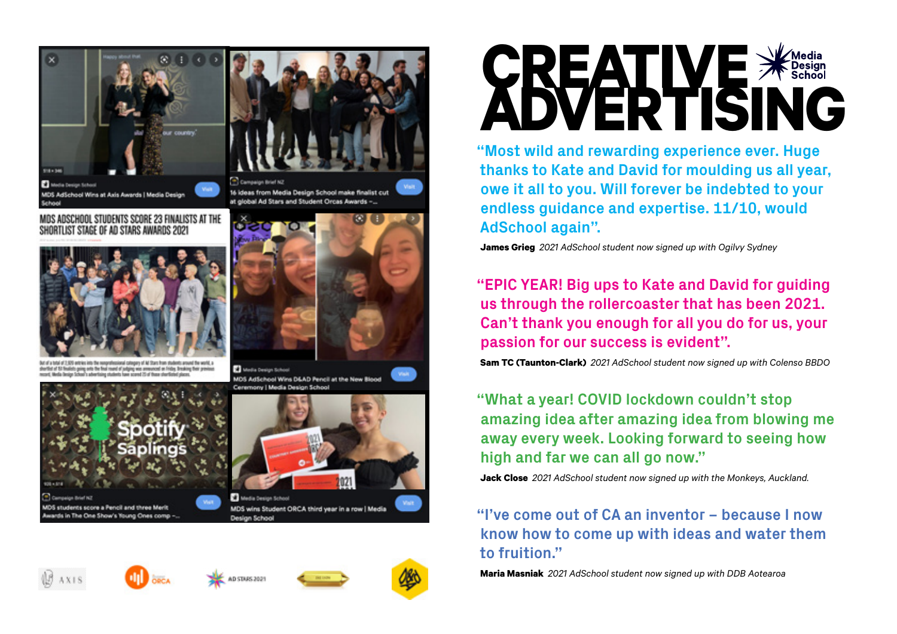# CREATIVE ADVERTISING

Media Design School

"Most wild and rewarding experience ever. Huge thanks to Kate and David for moulding us all year, owe it all to you. Will forever be indebted to your endless guidance and expertise. 11/10, would AdSchool again".

**James Grieg** *2021 AdSchool student now signed up with Ogilvy Sydney*

"EPIC YEAR! Big ups to Kate and David for guiding us through the rollercoaster that has been 2021. Can't thank you enough for all you do for us, your passion for our success is evident".

**Sam TC (Taunton-Clark)** *2021 AdSchool student now signed up with Colenso BBDO*

"What a year! COVID lockdown couldn't stop amazing idea after amazing idea from blowing me away every week. Looking forward to seeing how high and far we can all go now."

**Jack Close** *2021 AdSchool student now signed up with the Monkeys, Auckland.*

"I've come out of CA an inventor – because I now know how to come up with ideas and water them to fruition."

**Maria Masniak** *2021 AdSchool student now signed up with DDB Aotearoa*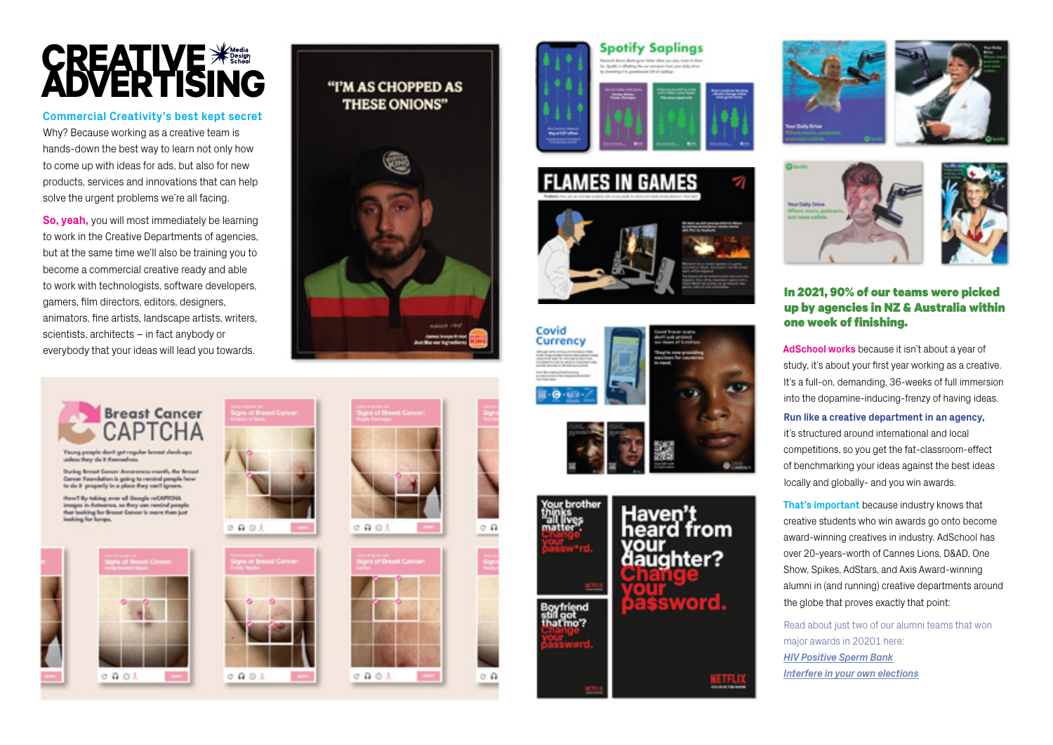# CREATIVE ADVERTISING

Media Design School

## Commercial Creativity's best kept secret

Why? Because working as a creative team is hands-down the best way to learn not only how to come up with ideas for ads, but also for new products, services and innovations that can help solve the urgent problems we're all facing.

**So, yeah,** you will most immediately be learning to work in the Creative Departments of agencies, but at the same time we'll also be training you to become a commercial creative ready and able to work with technologists, software developers, gamers, film directors, editors, designers, animators, fine artists, landscape artists, writers, scientists, architects – in fact anybody or everybody that your ideas will lead you towards.

**In 2021, 90% of our teams were picked up by agencies in NZ & Australia within one week of finishing.**

**AdSchool works** because it isn't about a year of study, it's about your first year working as a creative. It's a full-on, demanding, 36-weeks of full immersion into the dopamine-inducing-frenzy of having ideas.

**Run like a creative department in an agency,** it's structured around international and local competitions, so you get the fat-classroom-effect of benchmarking your ideas against the best ideas locally and globally- and you win awards.

**That's important** because industry knows that creative students who win awards go onto become award-winning creatives in industry. AdSchool has over 20-years-worth of Cannes Lions, D&AD, One Show, Spikes, AdStars, and Axis Award-winning alumni in (and running) creative departments around the globe that proves exactly that point:

Read about just two of our alumni teams that won major awards in 20201 here:

*HIV Positive Sperm Bank*

*Interfere in your own elections*